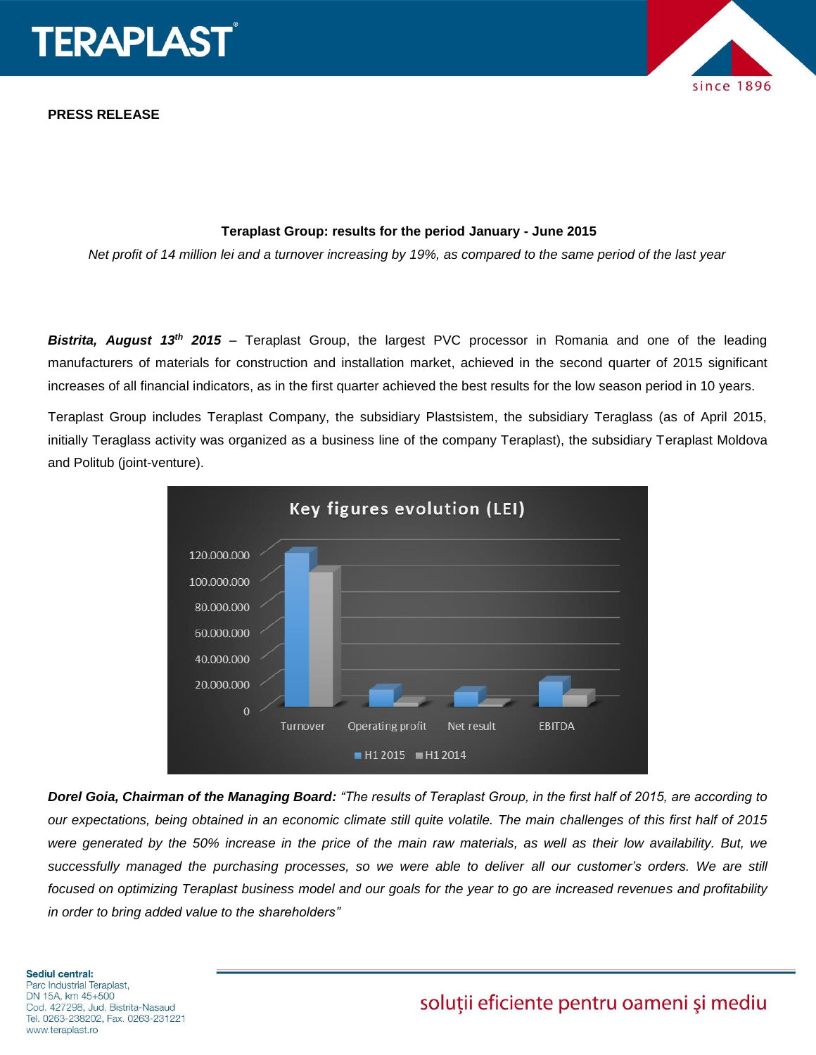**PRESS RELEASE**

**Teraplast Group: results for the period January - June 2015**

*Net profit of 14 million lei and a turnover increasing by 19%, as compared to the same period of the last year*

***Bistrita, August 13th 2015*** – Teraplast Group, the largest PVC processor in Romania and one of the leading manufacturers of materials for construction and installation market, achieved in the second quarter of 2015 significant increases of all financial indicators, as in the first quarter achieved the best results for the low season period in 10 years.

Teraplast Group includes Teraplast Company, the subsidiary Plastsistem, the subsidiary Teraglass (as of April 2015, initially Teraglass activity was organized as a business line of the company Teraplast), the subsidiary Teraplast Moldova and Politub (joint-venture).

***Dorel Goia, Chairman of the Managing Board:*** *"The results of Teraplast Group, in the first half of 2015, are according to our expectations, being obtained in an economic climate still quite volatile. The main challenges of this first half of 2015 were generated by the 50% increase in the price of the main raw materials, as well as their low availability. But, we successfully managed the purchasing processes, so we were able to deliver all our customer's orders. We are still focused on optimizing Teraplast business model and our goals for the year to go are increased revenues and profitability in order to bring added value to the shareholders"*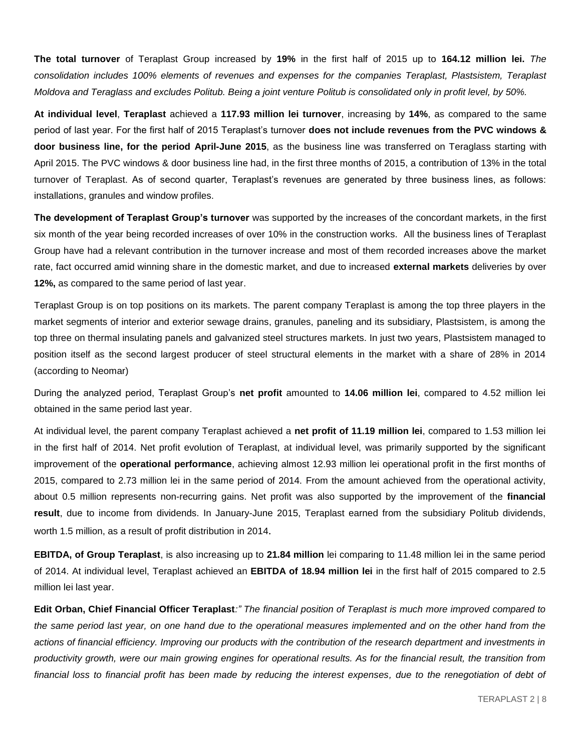**The total turnover** of Teraplast Group increased by **19%** in the first half of 2015 up to **164.12 million lei.** *The consolidation includes 100% elements of revenues and expenses for the companies Teraplast, Plastsistem, Teraplast Moldova and Teraglass and excludes Politub. Being a joint venture Politub is consolidated only in profit level, by 50%.*

**At individual level**, **Teraplast** achieved a **117.93 million lei turnover**, increasing by **14%**, as compared to the same period of last year. For the first half of 2015 Teraplast's turnover **does not include revenues from the PVC windows & door business line, for the period April-June 2015**, as the business line was transferred on Teraglass starting with April 2015. The PVC windows & door business line had, in the first three months of 2015, a contribution of 13% in the total turnover of Teraplast. As of second quarter, Teraplast's revenues are generated by three business lines, as follows: installations, granules and window profiles.

**The development of Teraplast Group's turnover** was supported by the increases of the concordant markets, in the first six month of the year being recorded increases of over 10% in the construction works. All the business lines of Teraplast Group have had a relevant contribution in the turnover increase and most of them recorded increases above the market rate, fact occurred amid winning share in the domestic market, and due to increased **external markets** deliveries by over **12%,** as compared to the same period of last year.

Teraplast Group is on top positions on its markets. The parent company Teraplast is among the top three players in the market segments of interior and exterior sewage drains, granules, paneling and its subsidiary, Plastsistem, is among the top three on thermal insulating panels and galvanized steel structures markets. In just two years, Plastsistem managed to position itself as the second largest producer of steel structural elements in the market with a share of 28% in 2014 (according to Neomar)

During the analyzed period, Teraplast Group's **net profit** amounted to **14.06 million lei**, compared to 4.52 million lei obtained in the same period last year.

At individual level, the parent company Teraplast achieved a **net profit of 11.19 million lei**, compared to 1.53 million lei in the first half of 2014. Net profit evolution of Teraplast, at individual level, was primarily supported by the significant improvement of the **operational performance**, achieving almost 12.93 million lei operational profit in the first months of 2015, compared to 2.73 million lei in the same period of 2014. From the amount achieved from the operational activity, about 0.5 million represents non-recurring gains. Net profit was also supported by the improvement of the **financial result**, due to income from dividends. In January-June 2015, Teraplast earned from the subsidiary Politub dividends, worth 1.5 million, as a result of profit distribution in 2014**.**

**EBITDA, of Group Teraplast**, is also increasing up to **21.84 million** lei comparing to 11.48 million lei in the same period of 2014. At individual level, Teraplast achieved an **EBITDA of 18.94 million lei** in the first half of 2015 compared to 2.5 million lei last year.

**Edit Orban, Chief Financial Officer Teraplast***:" The financial position of Teraplast is much more improved compared to the same period last year, on one hand due to the operational measures implemented and on the other hand from the actions of financial efficiency. Improving our products with the contribution of the research department and investments in productivity growth, were our main growing engines for operational results. As for the financial result, the transition from financial loss to financial profit has been made by reducing the interest expenses, due to the renegotiation of debt of*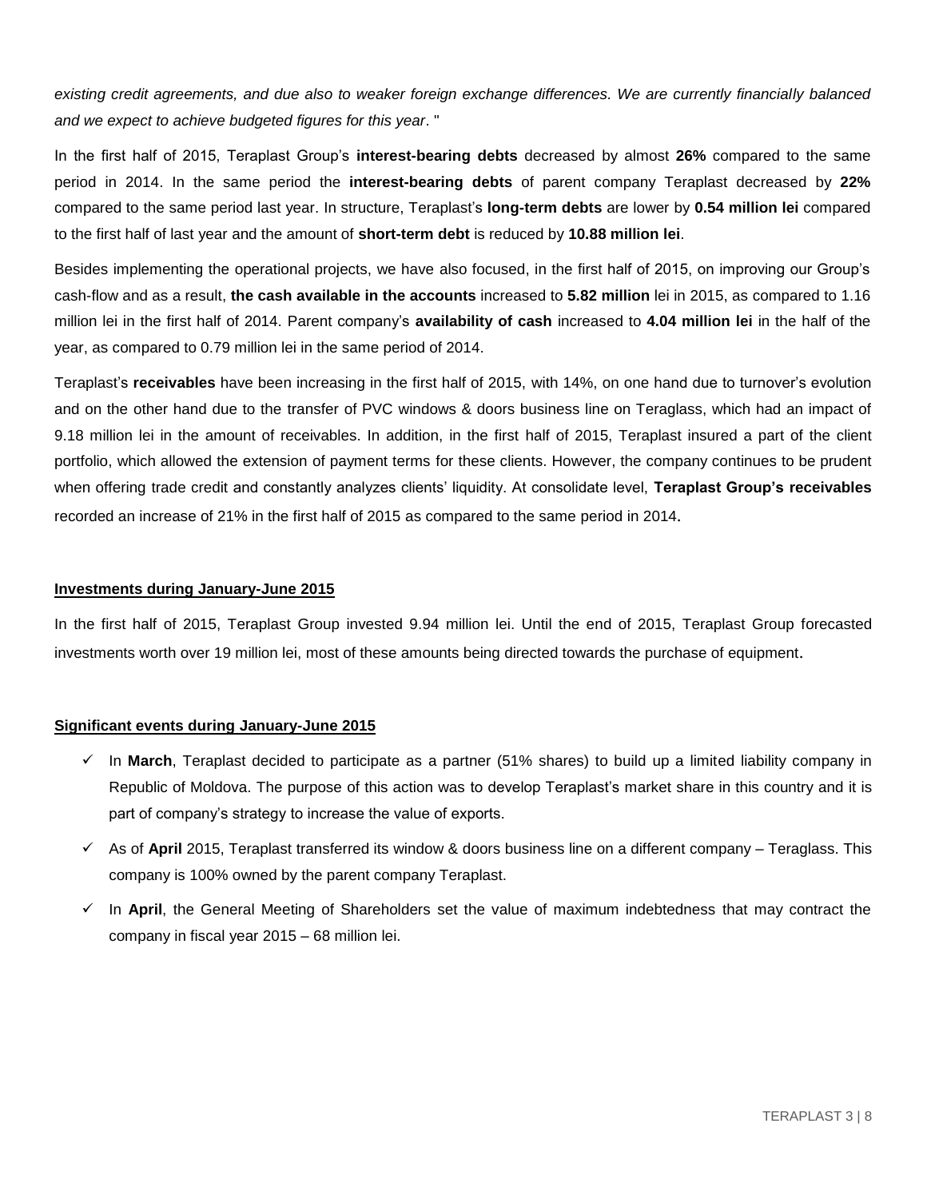*existing credit agreements, and due also to weaker foreign exchange differences. We are currently financially balanced and we expect to achieve budgeted figures for this year*. "

In the first half of 2015, Teraplast Group's **interest-bearing debts** decreased by almost **26%** compared to the same period in 2014. In the same period the **interest-bearing debts** of parent company Teraplast decreased by **22%** compared to the same period last year. In structure, Teraplast's **long-term debts** are lower by **0.54 million lei** compared to the first half of last year and the amount of **short-term debt** is reduced by **10.88 million lei**.

Besides implementing the operational projects, we have also focused, in the first half of 2015, on improving our Group's cash-flow and as a result, **the cash available in the accounts** increased to **5.82 million** lei in 2015, as compared to 1.16 million lei in the first half of 2014. Parent company's **availability of cash** increased to **4.04 million lei** in the half of the year, as compared to 0.79 million lei in the same period of 2014.

Teraplast's **receivables** have been increasing in the first half of 2015, with 14%, on one hand due to turnover's evolution and on the other hand due to the transfer of PVC windows & doors business line on Teraglass, which had an impact of 9.18 million lei in the amount of receivables. In addition, in the first half of 2015, Teraplast insured a part of the client portfolio, which allowed the extension of payment terms for these clients. However, the company continues to be prudent when offering trade credit and constantly analyzes clients' liquidity. At consolidate level, **Teraplast Group's receivables** recorded an increase of 21% in the first half of 2015 as compared to the same period in 2014.

## Investments during January-June 2015

In the first half of 2015, Teraplast Group invested 9.94 million lei. Until the end of 2015, Teraplast Group forecasted investments worth over 19 million lei, most of these amounts being directed towards the purchase of equipment.

## Significant events during January-June 2015

- ✓ In **March**, Teraplast decided to participate as a partner (51% shares) to build up a limited liability company in Republic of Moldova. The purpose of this action was to develop Teraplast's market share in this country and it is part of company's strategy to increase the value of exports.
- ✓ As of **April** 2015, Teraplast transferred its window & doors business line on a different company – Teraglass. This company is 100% owned by the parent company Teraplast.
- ✓ In **April**, the General Meeting of Shareholders set the value of maximum indebtedness that may contract the company in fiscal year 2015 – 68 million lei.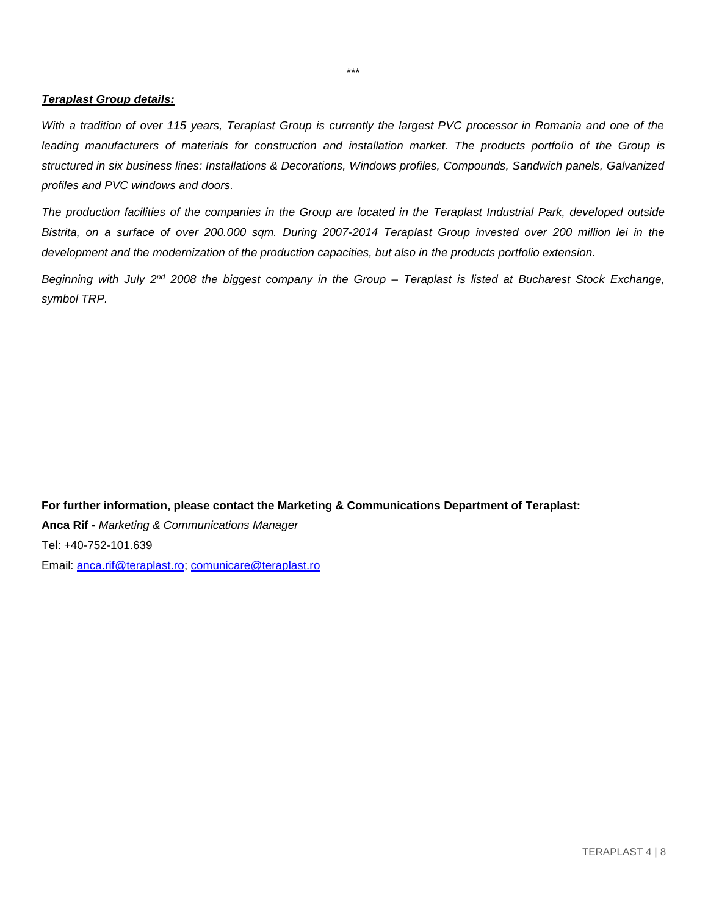\*\*\*

***<u>Teraplast Group details:</u>***

*With a tradition of over 115 years, Teraplast Group is currently the largest PVC processor in Romania and one of the leading manufacturers of materials for construction and installation market. The products portfolio of the Group is structured in six business lines: Installations & Decorations, Windows profiles, Compounds, Sandwich panels, Galvanized profiles and PVC windows and doors.*

*The production facilities of the companies in the Group are located in the Teraplast Industrial Park, developed outside Bistrita, on a surface of over 200.000 sqm. During 2007-2014 Teraplast Group invested over 200 million lei in the development and the modernization of the production capacities, but also in the products portfolio extension.*

*Beginning with July 2nd 2008 the biggest company in the Group – Teraplast is listed at Bucharest Stock Exchange, symbol TRP.*

**For further information, please contact the Marketing & Communications Department of Teraplast:**

**Anca Rif -** *Marketing & Communications Manager*

Tel: +40-752-101.639

Email: anca.rif@teraplast.ro; comunicare@teraplast.ro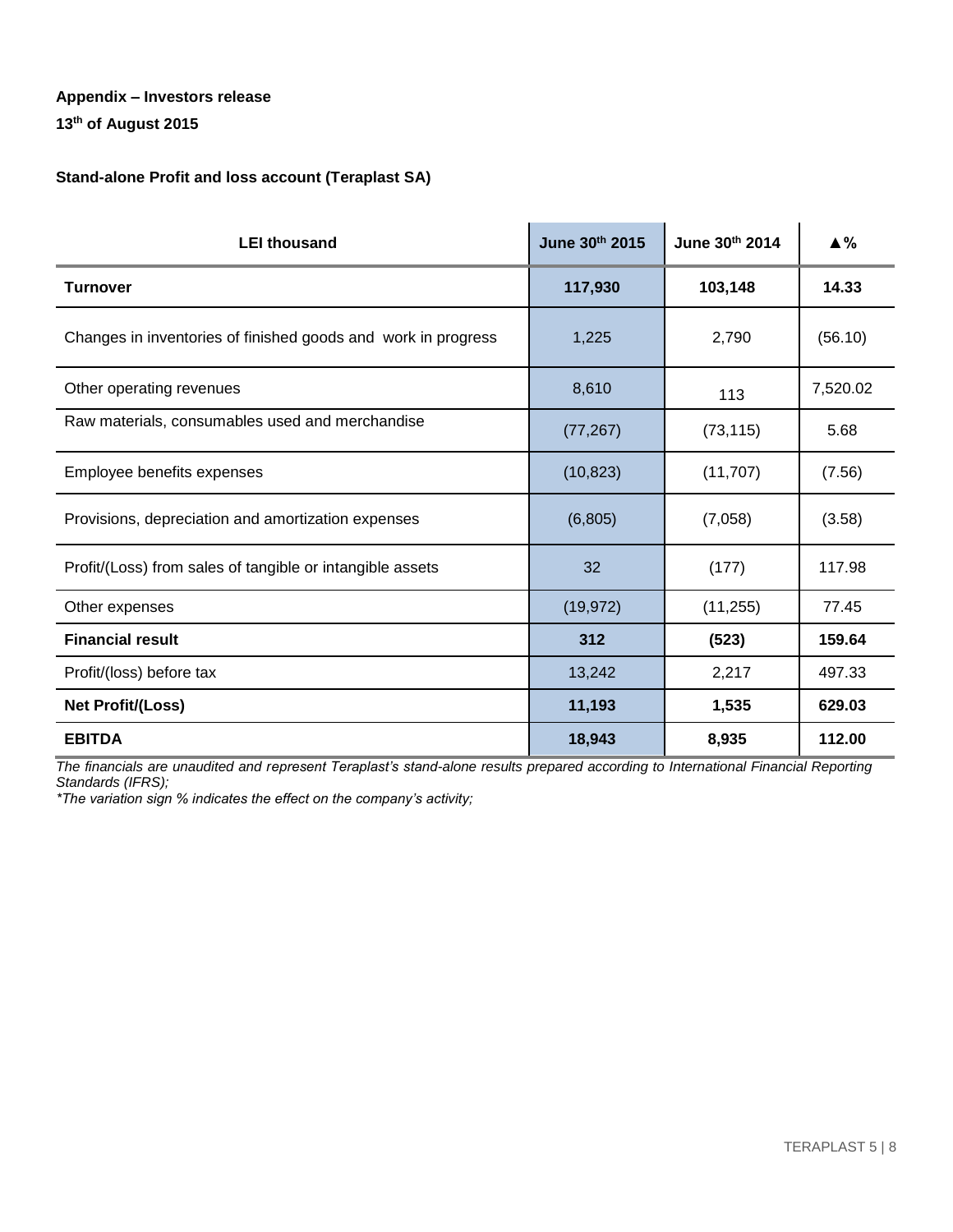**Appendix – Investors release**

**13th of August 2015**

**Stand-alone Profit and loss account (Teraplast SA)**

| LEI thousand | June 30th 2015 | June 30th 2014 | ▲% |
|---|---|---|---|
| **Turnover** | **117,930** | **103,148** | **14.33** |
| Changes in inventories of finished goods and work in progress | 1,225 | 2,790 | (56.10) |
| Other operating revenues | 8,610 | 113 | 7,520.02 |
| Raw materials, consumables used and merchandise | (77,267) | (73,115) | 5.68 |
| Employee benefits expenses | (10,823) | (11,707) | (7.56) |
| Provisions, depreciation and amortization expenses | (6,805) | (7,058) | (3.58) |
| Profit/(Loss) from sales of tangible or intangible assets | 32 | (177) | 117.98 |
| Other expenses | (19,972) | (11,255) | 77.45 |
| **Financial result** | **312** | **(523)** | **159.64** |
| Profit/(loss) before tax | 13,242 | 2,217 | 497.33 |
| **Net Profit/(Loss)** | **11,193** | **1,535** | **629.03** |
| **EBITDA** | **18,943** | **8,935** | **112.00** |

*The financials are unaudited and represent Teraplast's stand-alone results prepared according to International Financial Reporting Standards (IFRS);*

*\*The variation sign % indicates the effect on the company's activity;*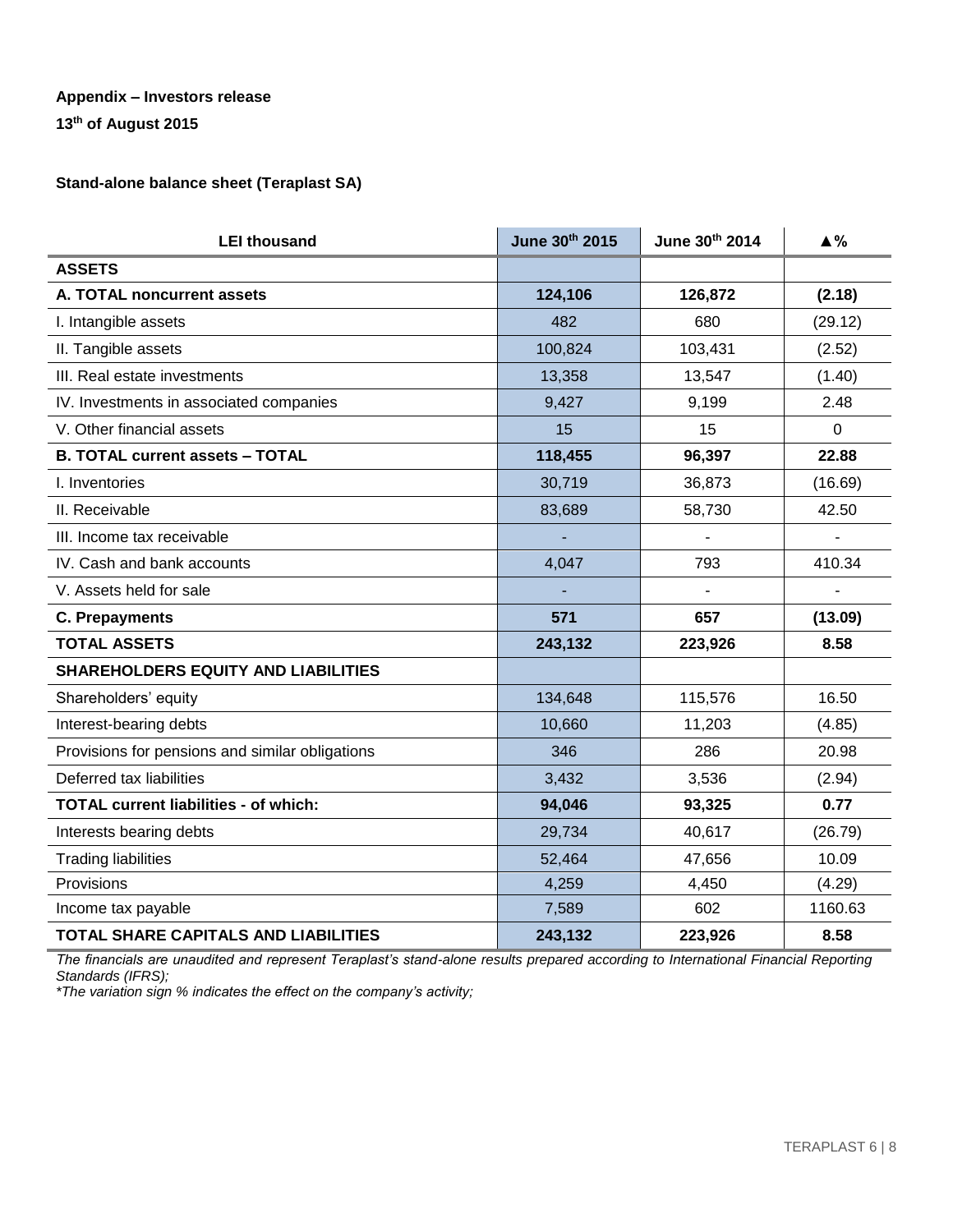**Appendix – Investors release**

**13th of August 2015**

**Stand-alone balance sheet (Teraplast SA)**

| LEI thousand | June 30th 2015 | June 30th 2014 | ▲% |
|---|---|---|---|
| **ASSETS** | | | |
| **A. TOTAL noncurrent assets** | **124,106** | **126,872** | **(2.18)** |
| I. Intangible assets | 482 | 680 | (29.12) |
| II. Tangible assets | 100,824 | 103,431 | (2.52) |
| III. Real estate investments | 13,358 | 13,547 | (1.40) |
| IV. Investments in associated companies | 9,427 | 9,199 | 2.48 |
| V. Other financial assets | 15 | 15 | 0 |
| **B. TOTAL current assets – TOTAL** | **118,455** | **96,397** | **22.88** |
| I. Inventories | 30,719 | 36,873 | (16.69) |
| II. Receivable | 83,689 | 58,730 | 42.50 |
| III. Income tax receivable | - | - | - |
| IV. Cash and bank accounts | 4,047 | 793 | 410.34 |
| V. Assets held for sale | - | - | - |
| **C. Prepayments** | **571** | **657** | **(13.09)** |
| **TOTAL ASSETS** | **243,132** | **223,926** | **8.58** |
| **SHAREHOLDERS EQUITY AND LIABILITIES** | | | |
| Shareholders' equity | 134,648 | 115,576 | 16.50 |
| Interest-bearing debts | 10,660 | 11,203 | (4.85) |
| Provisions for pensions and similar obligations | 346 | 286 | 20.98 |
| Deferred tax liabilities | 3,432 | 3,536 | (2.94) |
| **TOTAL current liabilities - of which:** | **94,046** | **93,325** | **0.77** |
| Interests bearing debts | 29,734 | 40,617 | (26.79) |
| Trading liabilities | 52,464 | 47,656 | 10.09 |
| Provisions | 4,259 | 4,450 | (4.29) |
| Income tax payable | 7,589 | 602 | 1160.63 |
| **TOTAL SHARE CAPITALS AND LIABILITIES** | **243,132** | **223,926** | **8.58** |

*The financials are unaudited and represent Teraplast's stand-alone results prepared according to International Financial Reporting Standards (IFRS);*

*\*The variation sign % indicates the effect on the company's activity;*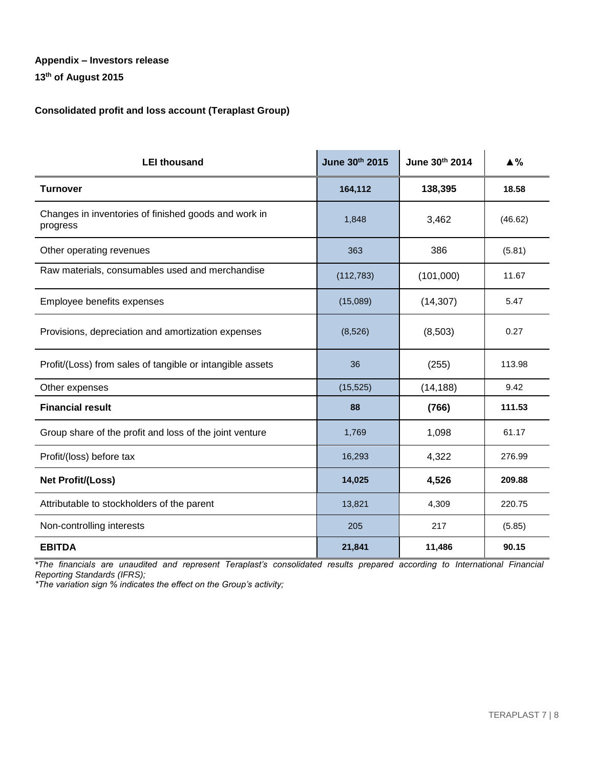**Appendix – Investors release**

**13th of August 2015**

**Consolidated profit and loss account (Teraplast Group)**

| LEI thousand | June 30th 2015 | June 30th 2014 | ▲% |
|---|---|---|---|
| **Turnover** | **164,112** | **138,395** | **18.58** |
| Changes in inventories of finished goods and work in progress | 1,848 | 3,462 | (46.62) |
| Other operating revenues | 363 | 386 | (5.81) |
| Raw materials, consumables used and merchandise | (112,783) | (101,000) | 11.67 |
| Employee benefits expenses | (15,089) | (14,307) | 5.47 |
| Provisions, depreciation and amortization expenses | (8,526) | (8,503) | 0.27 |
| Profit/(Loss) from sales of tangible or intangible assets | 36 | (255) | 113.98 |
| Other expenses | (15,525) | (14,188) | 9.42 |
| **Financial result** | **88** | **(766)** | **111.53** |
| Group share of the profit and loss of the joint venture | 1,769 | 1,098 | 61.17 |
| Profit/(loss) before tax | 16,293 | 4,322 | 276.99 |
| **Net Profit/(Loss)** | **14,025** | **4,526** | **209.88** |
| Attributable to stockholders of the parent | 13,821 | 4,309 | 220.75 |
| Non-controlling interests | 205 | 217 | (5.85) |
| **EBITDA** | **21,841** | **11,486** | **90.15** |

*\*The financials are unaudited and represent Teraplast's consolidated results prepared according to International Financial Reporting Standards (IFRS);*

*\*The variation sign % indicates the effect on the Group's activity;*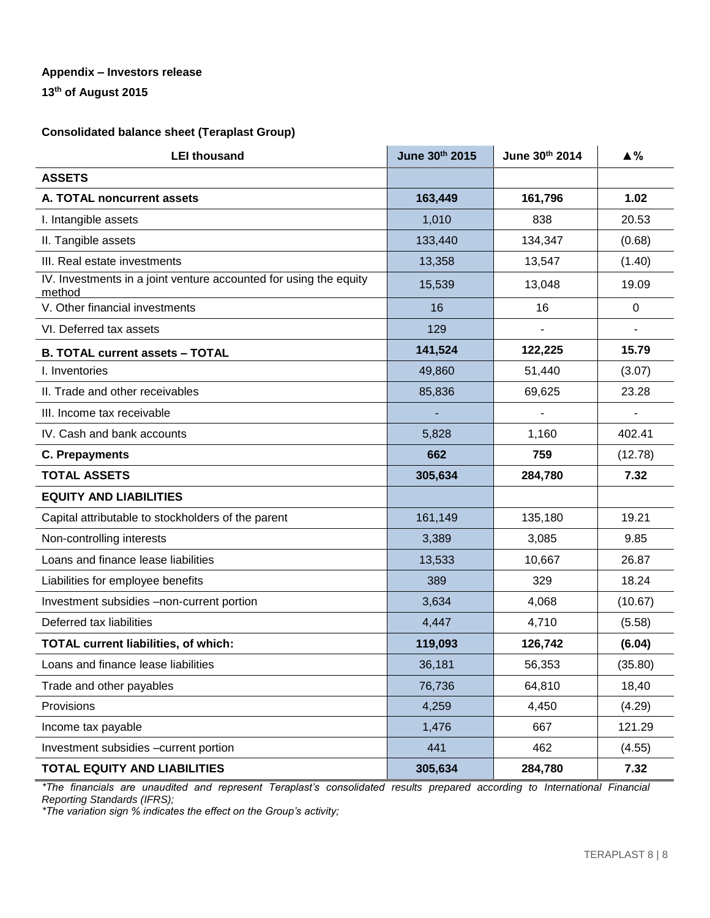**Appendix – Investors release**

**13th of August 2015**

**Consolidated balance sheet (Teraplast Group)**

| LEI thousand | June 30th 2015 | June 30th 2014 | ▲% |
|---|---|---|---|
| **ASSETS** | | | |
| **A. TOTAL noncurrent assets** | **163,449** | **161,796** | **1.02** |
| I. Intangible assets | 1,010 | 838 | 20.53 |
| II. Tangible assets | 133,440 | 134,347 | (0.68) |
| III. Real estate investments | 13,358 | 13,547 | (1.40) |
| IV. Investments in a joint venture accounted for using the equity method | 15,539 | 13,048 | 19.09 |
| V. Other financial investments | 16 | 16 | 0 |
| VI. Deferred tax assets | 129 | - | - |
| **B. TOTAL current assets – TOTAL** | **141,524** | **122,225** | **15.79** |
| I. Inventories | 49,860 | 51,440 | (3.07) |
| II. Trade and other receivables | 85,836 | 69,625 | 23.28 |
| III. Income tax receivable | - | - | - |
| IV. Cash and bank accounts | 5,828 | 1,160 | 402.41 |
| **C. Prepayments** | **662** | **759** | (12.78) |
| **TOTAL ASSETS** | **305,634** | **284,780** | **7.32** |
| **EQUITY AND LIABILITIES** | | | |
| Capital attributable to stockholders of the parent | 161,149 | 135,180 | 19.21 |
| Non-controlling interests | 3,389 | 3,085 | 9.85 |
| Loans and finance lease liabilities | 13,533 | 10,667 | 26.87 |
| Liabilities for employee benefits | 389 | 329 | 18.24 |
| Investment subsidies –non-current portion | 3,634 | 4,068 | (10.67) |
| Deferred tax liabilities | 4,447 | 4,710 | (5.58) |
| **TOTAL current liabilities, of which:** | **119,093** | **126,742** | **(6.04)** |
| Loans and finance lease liabilities | 36,181 | 56,353 | (35.80) |
| Trade and other payables | 76,736 | 64,810 | 18,40 |
| Provisions | 4,259 | 4,450 | (4.29) |
| Income tax payable | 1,476 | 667 | 121.29 |
| Investment subsidies –current portion | 441 | 462 | (4.55) |
| **TOTAL EQUITY AND LIABILITIES** | **305,634** | **284,780** | **7.32** |

*\*The financials are unaudited and represent Teraplast's consolidated results prepared according to International Financial Reporting Standards (IFRS);*

*\*The variation sign % indicates the effect on the Group's activity;*